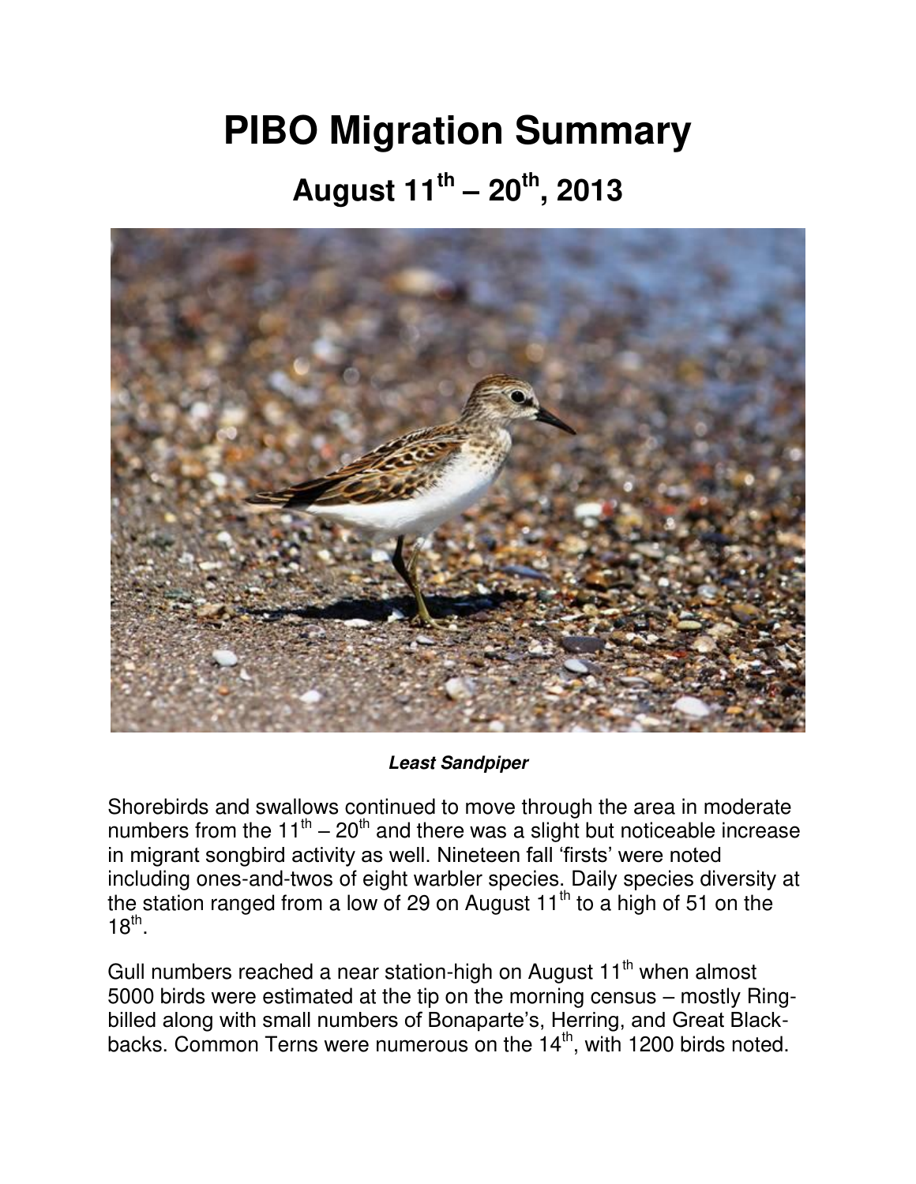# PIBO Migration Summary

## August 11th – 20th, 2013

***Least Sandpiper***

Shorebirds and swallows continued to move through the area in moderate numbers from the 11th – 20th and there was a slight but noticeable increase in migrant songbird activity as well. Nineteen fall 'firsts' were noted including ones-and-twos of eight warbler species. Daily species diversity at the station ranged from a low of 29 on August 11th to a high of 51 on the 18th.

Gull numbers reached a near station-high on August 11th when almost 5000 birds were estimated at the tip on the morning census – mostly Ring-billed along with small numbers of Bonaparte's, Herring, and Great Black-backs. Common Terns were numerous on the 14th, with 1200 birds noted.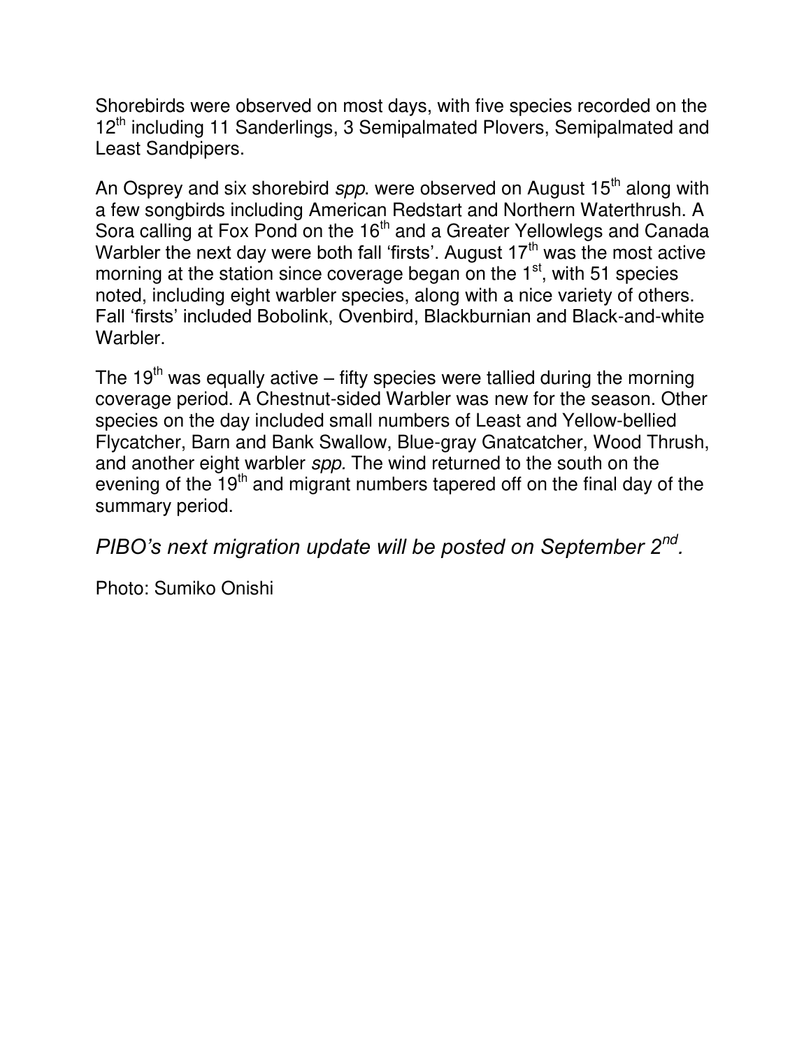Shorebirds were observed on most days, with five species recorded on the 12th including 11 Sanderlings, 3 Semipalmated Plovers, Semipalmated and Least Sandpipers.

An Osprey and six shorebird *spp*. were observed on August 15th along with a few songbirds including American Redstart and Northern Waterthrush. A Sora calling at Fox Pond on the 16th and a Greater Yellowlegs and Canada Warbler the next day were both fall 'firsts'. August 17th was the most active morning at the station since coverage began on the 1st, with 51 species noted, including eight warbler species, along with a nice variety of others. Fall 'firsts' included Bobolink, Ovenbird, Blackburnian and Black-and-white Warbler.

The 19th was equally active – fifty species were tallied during the morning coverage period. A Chestnut-sided Warbler was new for the season. Other species on the day included small numbers of Least and Yellow-bellied Flycatcher, Barn and Bank Swallow, Blue-gray Gnatcatcher, Wood Thrush, and another eight warbler *spp.* The wind returned to the south on the evening of the 19th and migrant numbers tapered off on the final day of the summary period.

*PIBO's next migration update will be posted on September 2nd.*

Photo: Sumiko Onishi